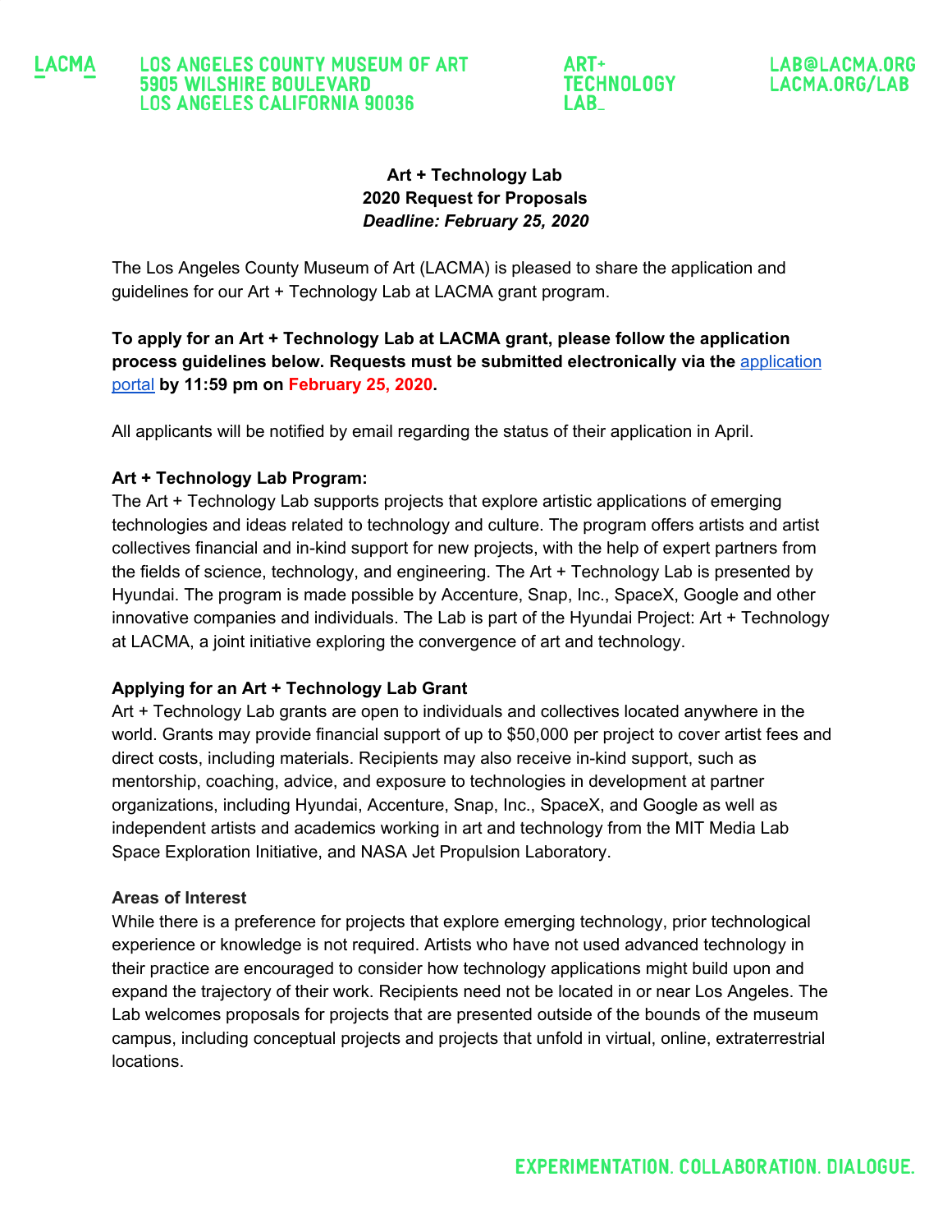# Art + Technology Lab
## 2020 Request for Proposals
***Deadline: February 25, 2020***

The Los Angeles County Museum of Art (LACMA) is pleased to share the application and guidelines for our Art + Technology Lab at LACMA grant program.

**To apply for an Art + Technology Lab at LACMA grant, please follow the application process guidelines below. Requests must be submitted electronically via the application portal by 11:59 pm on February 25, 2020.**

All applicants will be notified by email regarding the status of their application in April.

**Art + Technology Lab Program:**
The Art + Technology Lab supports projects that explore artistic applications of emerging technologies and ideas related to technology and culture. The program offers artists and artist collectives financial and in-kind support for new projects, with the help of expert partners from the fields of science, technology, and engineering. The Art + Technology Lab is presented by Hyundai. The program is made possible by Accenture, Snap, Inc., SpaceX, Google and other innovative companies and individuals. The Lab is part of the Hyundai Project: Art + Technology at LACMA, a joint initiative exploring the convergence of art and technology.

**Applying for an Art + Technology Lab Grant**
Art + Technology Lab grants are open to individuals and collectives located anywhere in the world. Grants may provide financial support of up to $50,000 per project to cover artist fees and direct costs, including materials. Recipients may also receive in-kind support, such as mentorship, coaching, advice, and exposure to technologies in development at partner organizations, including Hyundai, Accenture, Snap, Inc., SpaceX, and Google as well as independent artists and academics working in art and technology from the MIT Media Lab Space Exploration Initiative, and NASA Jet Propulsion Laboratory.

**Areas of Interest**
While there is a preference for projects that explore emerging technology, prior technological experience or knowledge is not required. Artists who have not used advanced technology in their practice are encouraged to consider how technology applications might build upon and expand the trajectory of their work. Recipients need not be located in or near Los Angeles. The Lab welcomes proposals for projects that are presented outside of the bounds of the museum campus, including conceptual projects and projects that unfold in virtual, online, extraterrestrial locations.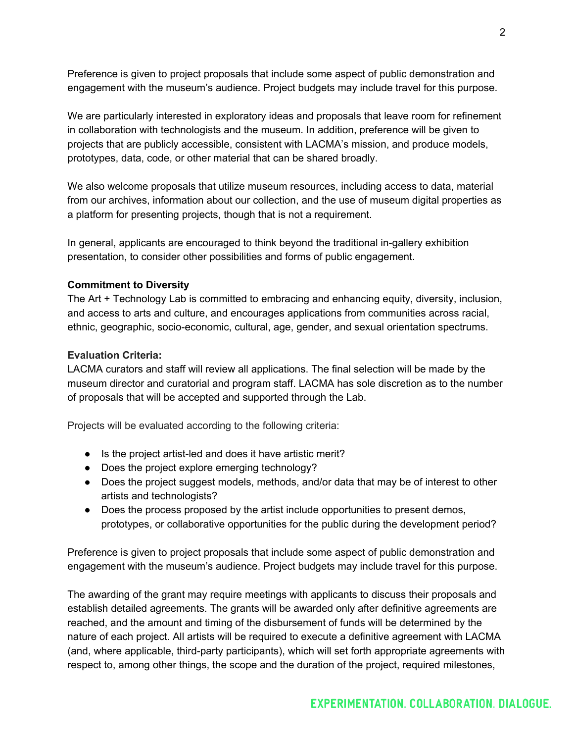Preference is given to project proposals that include some aspect of public demonstration and engagement with the museum's audience. Project budgets may include travel for this purpose.

We are particularly interested in exploratory ideas and proposals that leave room for refinement in collaboration with technologists and the museum. In addition, preference will be given to projects that are publicly accessible, consistent with LACMA's mission, and produce models, prototypes, data, code, or other material that can be shared broadly.

We also welcome proposals that utilize museum resources, including access to data, material from our archives, information about our collection, and the use of museum digital properties as a platform for presenting projects, though that is not a requirement.

In general, applicants are encouraged to think beyond the traditional in-gallery exhibition presentation, to consider other possibilities and forms of public engagement.

**Commitment to Diversity**

The Art + Technology Lab is committed to embracing and enhancing equity, diversity, inclusion, and access to arts and culture, and encourages applications from communities across racial, ethnic, geographic, socio-economic, cultural, age, gender, and sexual orientation spectrums.

**Evaluation Criteria:**

LACMA curators and staff will review all applications. The final selection will be made by the museum director and curatorial and program staff. LACMA has sole discretion as to the number of proposals that will be accepted and supported through the Lab.

Projects will be evaluated according to the following criteria:

- Is the project artist-led and does it have artistic merit?
- Does the project explore emerging technology?
- Does the project suggest models, methods, and/or data that may be of interest to other artists and technologists?
- Does the process proposed by the artist include opportunities to present demos, prototypes, or collaborative opportunities for the public during the development period?

Preference is given to project proposals that include some aspect of public demonstration and engagement with the museum's audience. Project budgets may include travel for this purpose.

The awarding of the grant may require meetings with applicants to discuss their proposals and establish detailed agreements. The grants will be awarded only after definitive agreements are reached, and the amount and timing of the disbursement of funds will be determined by the nature of each project. All artists will be required to execute a definitive agreement with LACMA (and, where applicable, third-party participants), which will set forth appropriate agreements with respect to, among other things, the scope and the duration of the project, required milestones,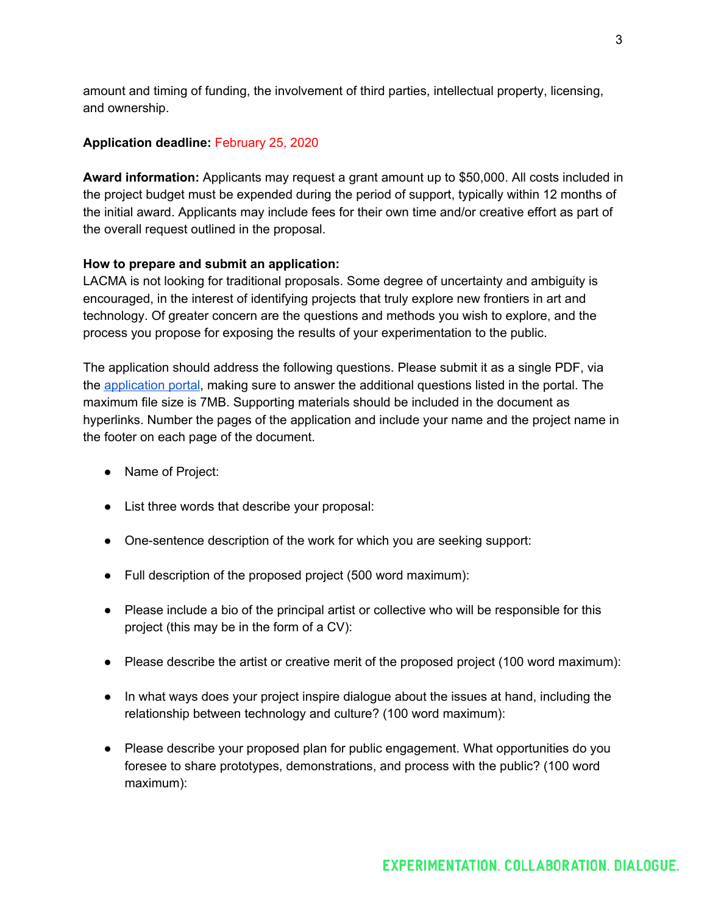amount and timing of funding, the involvement of third parties, intellectual property, licensing, and ownership.

**Application deadline:** February 25, 2020

**Award information:** Applicants may request a grant amount up to $50,000. All costs included in the project budget must be expended during the period of support, typically within 12 months of the initial award. Applicants may include fees for their own time and/or creative effort as part of the overall request outlined in the proposal.

**How to prepare and submit an application:**
LACMA is not looking for traditional proposals. Some degree of uncertainty and ambiguity is encouraged, in the interest of identifying projects that truly explore new frontiers in art and technology. Of greater concern are the questions and methods you wish to explore, and the process you propose for exposing the results of your experimentation to the public.

The application should address the following questions. Please submit it as a single PDF, via the application portal, making sure to answer the additional questions listed in the portal. The maximum file size is 7MB. Supporting materials should be included in the document as hyperlinks. Number the pages of the application and include your name and the project name in the footer on each page of the document.

- Name of Project:
- List three words that describe your proposal:
- One-sentence description of the work for which you are seeking support:
- Full description of the proposed project (500 word maximum):
- Please include a bio of the principal artist or collective who will be responsible for this project (this may be in the form of a CV):
- Please describe the artist or creative merit of the proposed project (100 word maximum):
- In what ways does your project inspire dialogue about the issues at hand, including the relationship between technology and culture? (100 word maximum):
- Please describe your proposed plan for public engagement. What opportunities do you foresee to share prototypes, demonstrations, and process with the public? (100 word maximum):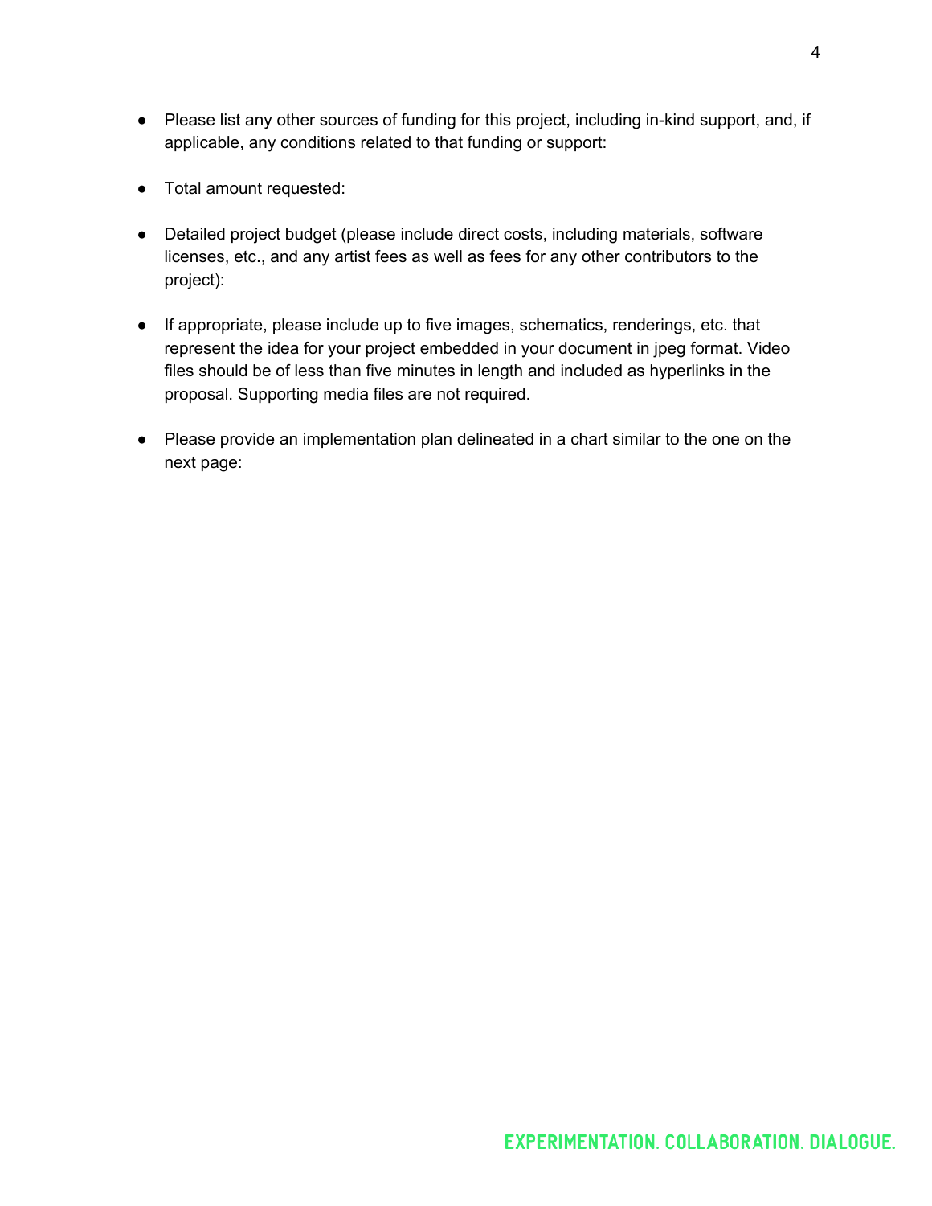- Please list any other sources of funding for this project, including in-kind support, and, if applicable, any conditions related to that funding or support:

- Total amount requested:

- Detailed project budget (please include direct costs, including materials, software licenses, etc., and any artist fees as well as fees for any other contributors to the project):

- If appropriate, please include up to five images, schematics, renderings, etc. that represent the idea for your project embedded in your document in jpeg format. Video files should be of less than five minutes in length and included as hyperlinks in the proposal. Supporting media files are not required.

- Please provide an implementation plan delineated in a chart similar to the one on the next page: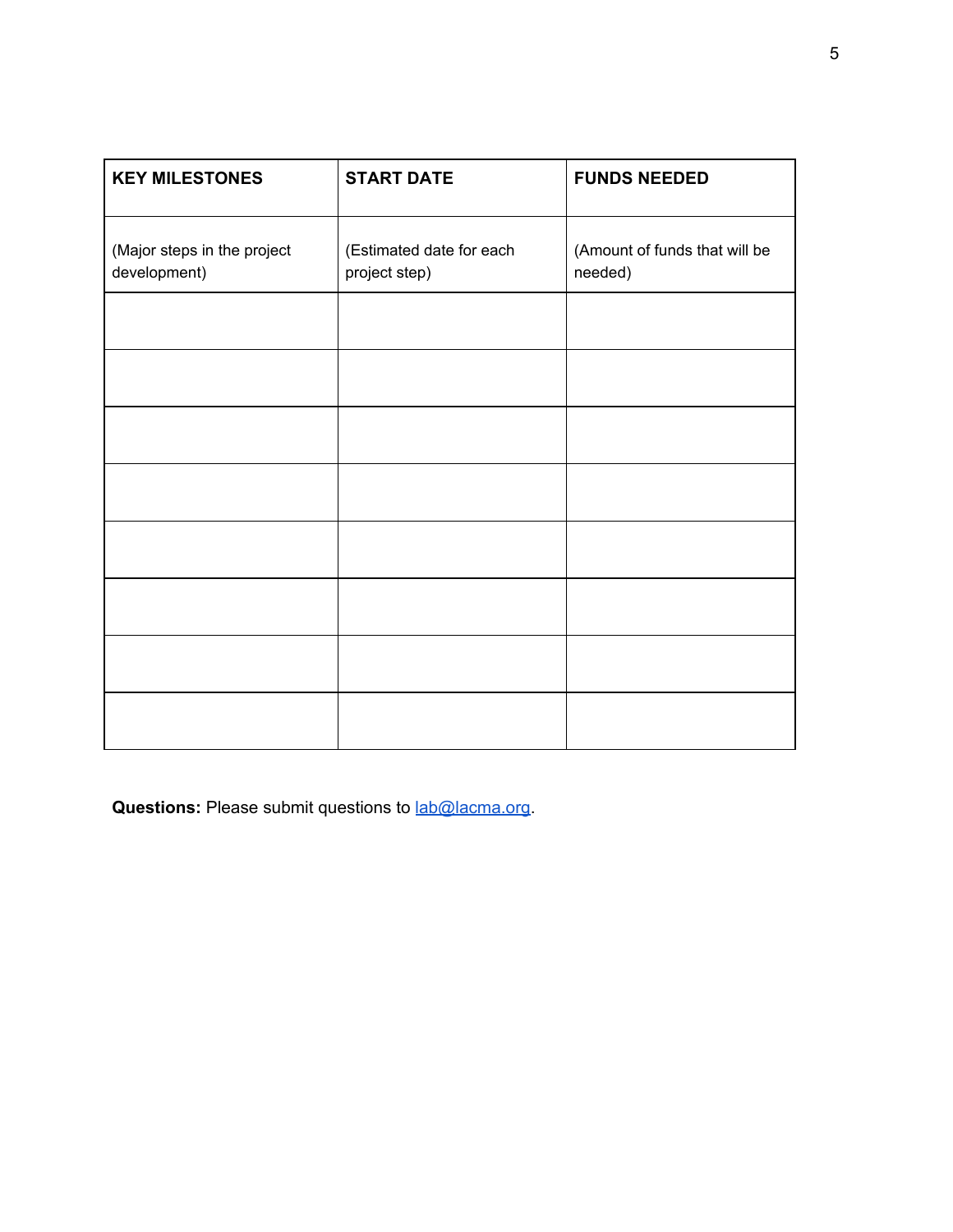| KEY MILESTONES | START DATE | FUNDS NEEDED |
|---|---|---|
| (Major steps in the project development) | (Estimated date for each project step) | (Amount of funds that will be needed) |
| | | |
| | | |
| | | |
| | | |
| | | |
| | | |
| | | |
| | | |

**Questions:** Please submit questions to lab@lacma.org.